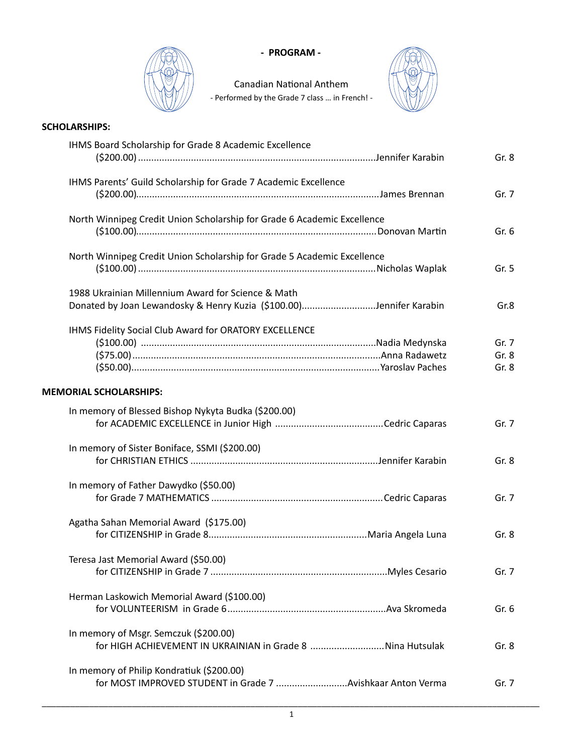**- PROGRAM -**

Canadian National Anthem
- Performed by the Grade 7 class … in French! -

## SCHOLARSHIPS:

IHMS Board Scholarship for Grade 8 Academic Excellence
($200.00) ........................................................................................Jennifer Karabin Gr. 8

IHMS Parents' Guild Scholarship for Grade 7 Academic Excellence
($200.00).........................................................................................James Brennan Gr. 7

North Winnipeg Credit Union Scholarship for Grade 6 Academic Excellence
($100.00).........................................................................................Donovan Martin Gr. 6

North Winnipeg Credit Union Scholarship for Grade 5 Academic Excellence
($100.00) ........................................................................................Nicholas Waplak Gr. 5

1988 Ukrainian Millennium Award for Science & Math
Donated by Joan Lewandosky & Henry Kuzia ($100.00)............................Jennifer Karabin Gr.8

IHMS Fidelity Social Club Award for ORATORY EXCELLENCE
($100.00) ........................................................................................Nadia Medynska Gr. 7
($75.00)............................................................................................Anna Radawetz Gr. 8
($50.00)............................................................................................Yaroslav Paches Gr. 8

## MEMORIAL SCHOLARSHIPS:

In memory of Blessed Bishop Nykyta Budka ($200.00)
for ACADEMIC EXCELLENCE in Junior High ........................................Cedric Caparas Gr. 7

In memory of Sister Boniface, SSMI ($200.00)
for CHRISTIAN ETHICS ......................................................................Jennifer Karabin Gr. 8

In memory of Father Dawydko ($50.00)
for Grade 7 MATHEMATICS ................................................................Cedric Caparas Gr. 7

Agatha Sahan Memorial Award ($175.00)
for CITIZENSHIP in Grade 8...........................................................Maria Angela Luna Gr. 8

Teresa Jast Memorial Award ($50.00)
for CITIZENSHIP in Grade 7 .................................................................Myles Cesario Gr. 7

Herman Laskowich Memorial Award ($100.00)
for VOLUNTEERISM in Grade 6...........................................................Ava Skromeda Gr. 6

In memory of Msgr. Semczuk ($200.00)
for HIGH ACHIEVEMENT IN UKRAINIAN in Grade 8 ...........................Nina Hutsulak Gr. 8

In memory of Philip Kondratiuk ($200.00)
for MOST IMPROVED STUDENT in Grade 7 ..........................Avishkaar Anton Verma Gr. 7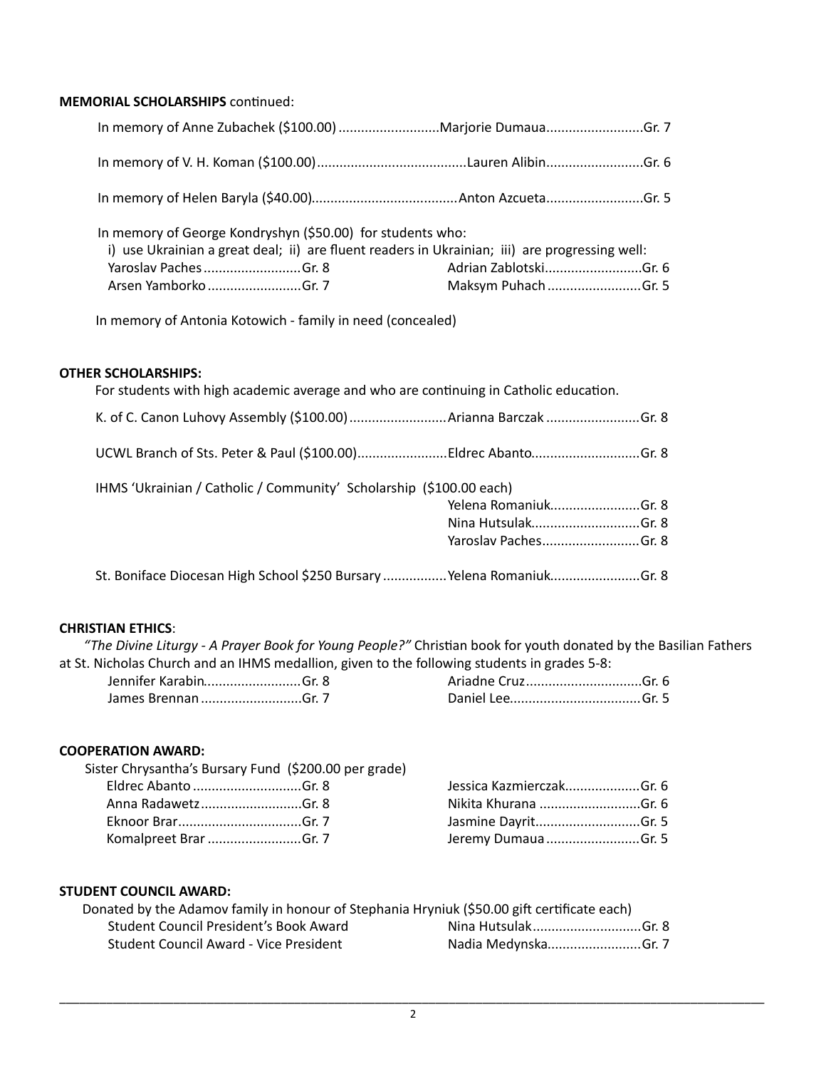**MEMORIAL SCHOLARSHIPS** continued:

In memory of Anne Zubachek ($100.00)..........................Marjorie Dumaua..........................Gr. 7

In memory of V. H. Koman ($100.00)........................................Lauren Alibin..........................Gr. 6

In memory of Helen Baryla ($40.00).......................................Anton Azcueta..........................Gr. 5

In memory of George Kondryshyn ($50.00) for students who:
i) use Ukrainian a great deal; ii) are fluent readers in Ukrainian; iii) are progressing well:

Yaroslav Paches..........................Gr. 8
Arsen Yamborko..........................Gr. 7
Adrian Zablotski..........................Gr. 6
Maksym Puhach..........................Gr. 5

In memory of Antonia Kotowich - family in need (concealed)

**OTHER SCHOLARSHIPS:**

For students with high academic average and who are continuing in Catholic education.

K. of C. Canon Luhovy Assembly ($100.00)..........................Arianna Barczak..........................Gr. 8

UCWL Branch of Sts. Peter & Paul ($100.00)........................Eldrec Abanto............................Gr. 8

IHMS 'Ukrainian / Catholic / Community' Scholarship ($100.00 each)

Yelena Romaniuk........................Gr. 8
Nina Hutsulak............................Gr. 8
Yaroslav Paches..........................Gr. 8

St. Boniface Diocesan High School $250 Bursary.................Yelena Romaniuk........................Gr. 8

**CHRISTIAN ETHICS**:

*"The Divine Liturgy - A Prayer Book for Young People?"* Christian book for youth donated by the Basilian Fathers at St. Nicholas Church and an IHMS medallion, given to the following students in grades 5-8:

Jennifer Karabin..........................Gr. 8
James Brennan..........................Gr. 7
Ariadne Cruz..............................Gr. 6
Daniel Lee..................................Gr. 5

**COOPERATION AWARD:**

Sister Chrysantha's Bursary Fund ($200.00 per grade)

Eldrec Abanto............................Gr. 8
Anna Radawetz..........................Gr. 8
Eknoor Brar................................Gr. 7
Komalpreet Brar.........................Gr. 7
Jessica Kazmierczak...................Gr. 6
Nikita Khurana..........................Gr. 6
Jasmine Dayrit............................Gr. 5
Jeremy Dumaua.........................Gr. 5

**STUDENT COUNCIL AWARD:**

Donated by the Adamov family in honour of Stephania Hryniuk ($50.00 gift certificate each)

Student Council President's Book Award — Nina Hutsulak............................Gr. 8
Student Council Award - Vice President — Nadia Medynska.........................Gr. 7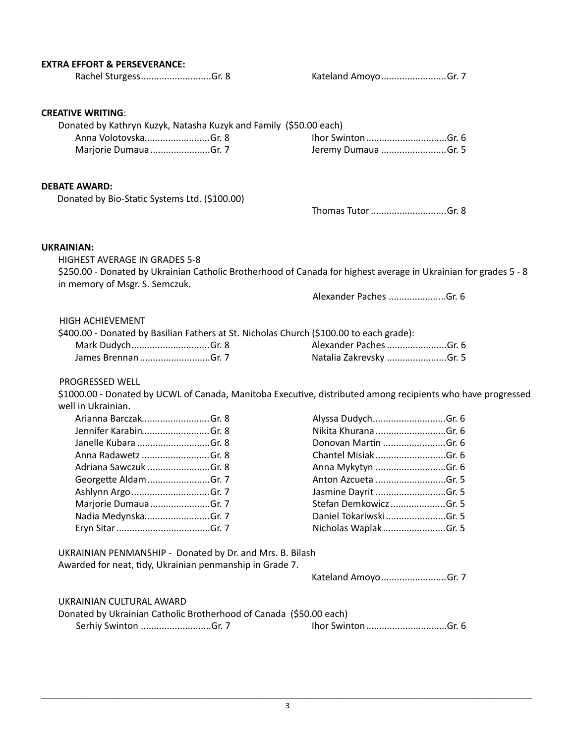**EXTRA EFFORT & PERSEVERANCE:**

Rachel Sturgess...........................Gr. 8

Kateland Amoyo.........................Gr. 7

**CREATIVE WRITING**:

Donated by Kathryn Kuzyk, Natasha Kuzyk and Family ($50.00 each)

Anna Volotovska.........................Gr. 8

Marjorie Dumaua.......................Gr. 7

Ihor Swinton...............................Gr. 6

Jeremy Dumaua .........................Gr. 5

**DEBATE AWARD:**

Donated by Bio-Static Systems Ltd. ($100.00)

Thomas Tutor .............................Gr. 8

**UKRAINIAN:**

HIGHEST AVERAGE IN GRADES 5-8

$250.00 - Donated by Ukrainian Catholic Brotherhood of Canada for highest average in Ukrainian for grades 5 - 8 in memory of Msgr. S. Semczuk.

Alexander Paches ......................Gr. 6

HIGH ACHIEVEMENT

$400.00 - Donated by Basilian Fathers at St. Nicholas Church ($100.00 to each grade):

Mark Dudych..............................Gr. 8

James Brennan...........................Gr. 7

Alexander Paches .......................Gr. 6

Natalia Zakrevsky .......................Gr. 5

PROGRESSED WELL

$1000.00 - Donated by UCWL of Canada, Manitoba Executive, distributed among recipients who have progressed well in Ukrainian.

Arianna Barczak..........................Gr. 8

Jennifer Karabin..........................Gr. 8

Janelle Kubara ............................Gr. 8

Anna Radawetz ..........................Gr. 8

Adriana Sawczuk ........................Gr. 8

Georgette Aldam........................Gr. 7

Ashlynn Argo..............................Gr. 7

Marjorie Dumaua.......................Gr. 7

Nadia Medynska.........................Gr. 7

Eryn Sitar....................................Gr. 7

Alyssa Dudych............................Gr. 6

Nikita Khurana...........................Gr. 6

Donovan Martin ........................Gr. 6

Chantel Misiak...........................Gr. 6

Anna Mykytyn ...........................Gr. 6

Anton Azcueta ...........................Gr. 5

Jasmine Dayrit ...........................Gr. 5

Stefan Demkowicz.....................Gr. 5

Daniel Tokariwski.......................Gr. 5

Nicholas Waplak........................Gr. 5

UKRAINIAN PENMANSHIP - Donated by Dr. and Mrs. B. Bilash

Awarded for neat, tidy, Ukrainian penmanship in Grade 7.

Kateland Amoyo.........................Gr. 7

UKRAINIAN CULTURAL AWARD

Donated by Ukrainian Catholic Brotherhood of Canada ($50.00 each)

Serhiy Swinton ...........................Gr. 7

Ihor Swinton...............................Gr. 6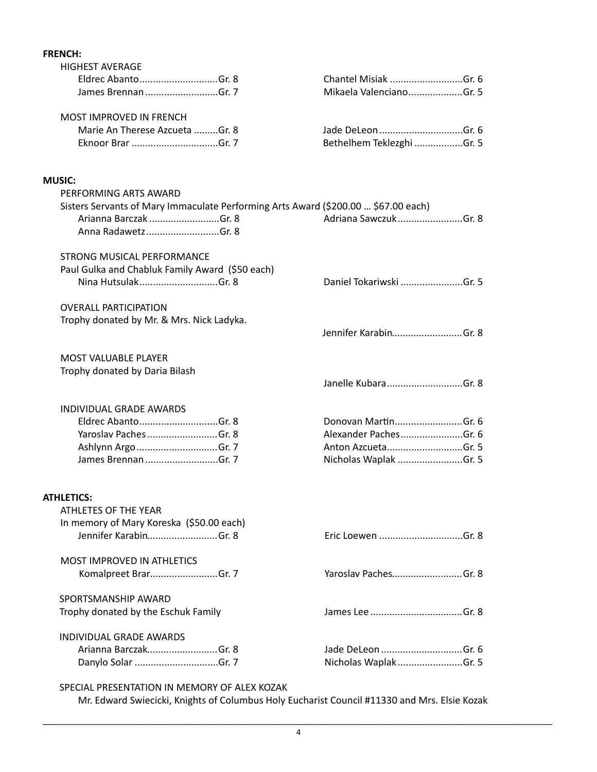**FRENCH:**

HIGHEST AVERAGE

- Eldrec Abanto.............................Gr. 8
- James Brennan...........................Gr. 7
- Chantel Misiak ...........................Gr. 6
- Mikaela Valenciano....................Gr. 5

MOST IMPROVED IN FRENCH

- Marie An Therese Azcueta .........Gr. 8
- Eknoor Brar ................................Gr. 7
- Jade DeLeon ...............................Gr. 6
- Bethelhem Teklezghi ..................Gr. 5

**MUSIC:**

PERFORMING ARTS AWARD

Sisters Servants of Mary Immaculate Performing Arts Award ($200.00 … $67.00 each)

- Arianna Barczak ..........................Gr. 8
- Anna Radawetz...........................Gr. 8
- Adriana Sawczuk........................Gr. 8

STRONG MUSICAL PERFORMANCE

Paul Gulka and Chabluk Family Award ($50 each)

- Nina Hutsulak.............................Gr. 8
- Daniel Tokariwski .......................Gr. 5

OVERALL PARTICIPATION

Trophy donated by Mr. & Mrs. Nick Ladyka.

- Jennifer Karabin..........................Gr. 8

MOST VALUABLE PLAYER

Trophy donated by Daria Bilash

- Janelle Kubara............................Gr. 8

INDIVIDUAL GRADE AWARDS

- Eldrec Abanto.............................Gr. 8
- Yaroslav Paches..........................Gr. 8
- Ashlynn Argo..............................Gr. 7
- James Brennan...........................Gr. 7
- Donovan Martin.........................Gr. 6
- Alexander Paches.......................Gr. 6
- Anton Azcueta............................Gr. 5
- Nicholas Waplak ........................Gr. 5

**ATHLETICS:**

ATHLETES OF THE YEAR

In memory of Mary Koreska ($50.00 each)

- Jennifer Karabin..........................Gr. 8
- Eric Loewen ...............................Gr. 8

MOST IMPROVED IN ATHLETICS

- Komalpreet Brar.........................Gr. 7
- Yaroslav Paches..........................Gr. 8

SPORTSMANSHIP AWARD

Trophy donated by the Eschuk Family

- James Lee ..................................Gr. 8

INDIVIDUAL GRADE AWARDS

- Arianna Barczak..........................Gr. 8
- Danylo Solar ...............................Gr. 7
- Jade DeLeon ..............................Gr. 6
- Nicholas Waplak ........................Gr. 5

SPECIAL PRESENTATION IN MEMORY OF ALEX KOZAK

Mr. Edward Swiecicki, Knights of Columbus Holy Eucharist Council #11330 and Mrs. Elsie Kozak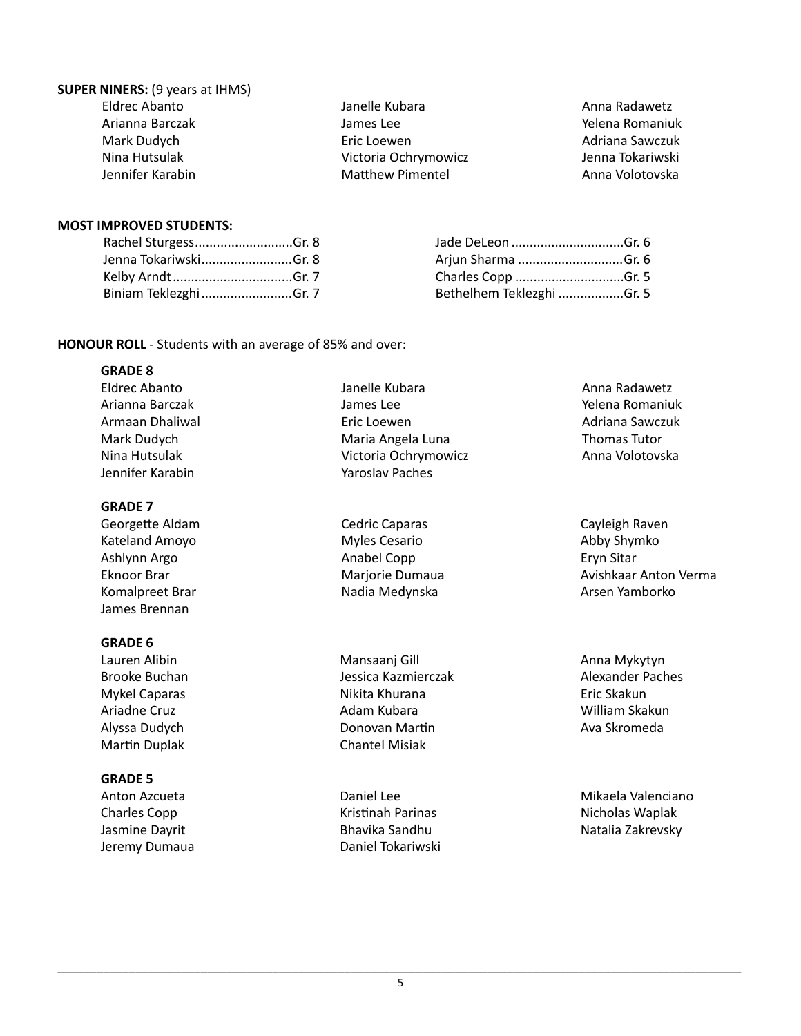**SUPER NINERS:** (9 years at IHMS)

Eldrec Abanto
Arianna Barczak
Mark Dudych
Nina Hutsulak
Jennifer Karabin
Janelle Kubara
James Lee
Eric Loewen
Victoria Ochrymowicz
Matthew Pimentel
Anna Radawetz
Yelena Romaniuk
Adriana Sawczuk
Jenna Tokariwski
Anna Volotovska

**MOST IMPROVED STUDENTS:**

Rachel Sturgess..........................Gr. 8
Jenna Tokariwski.........................Gr. 8
Kelby Arndt.................................Gr. 7
Biniam Teklezghi.........................Gr. 7
Jade DeLeon ...............................Gr. 6
Arjun Sharma .............................Gr. 6
Charles Copp ..............................Gr. 5
Bethelhem Teklezghi ..................Gr. 5

**HONOUR ROLL** - Students with an average of 85% and over:

**GRADE 8**

Eldrec Abanto
Arianna Barczak
Armaan Dhaliwal
Mark Dudych
Nina Hutsulak
Jennifer Karabin
Janelle Kubara
James Lee
Eric Loewen
Maria Angela Luna
Victoria Ochrymowicz
Yaroslav Paches
Anna Radawetz
Yelena Romaniuk
Adriana Sawczuk
Thomas Tutor
Anna Volotovska

**GRADE 7**

Georgette Aldam
Kateland Amoyo
Ashlynn Argo
Eknoor Brar
Komalpreet Brar
James Brennan
Cedric Caparas
Myles Cesario
Anabel Copp
Marjorie Dumaua
Nadia Medynska
Cayleigh Raven
Abby Shymko
Eryn Sitar
Avishkaar Anton Verma
Arsen Yamborko

**GRADE 6**

Lauren Alibin
Brooke Buchan
Mykel Caparas
Ariadne Cruz
Alyssa Dudych
Martin Duplak
Mansaanj Gill
Jessica Kazmierczak
Nikita Khurana
Adam Kubara
Donovan Martin
Chantel Misiak
Anna Mykytyn
Alexander Paches
Eric Skakun
William Skakun
Ava Skromeda

**GRADE 5**

Anton Azcueta
Charles Copp
Jasmine Dayrit
Jeremy Dumaua
Daniel Lee
Kristinah Parinas
Bhavika Sandhu
Daniel Tokariwski
Mikaela Valenciano
Nicholas Waplak
Natalia Zakrevsky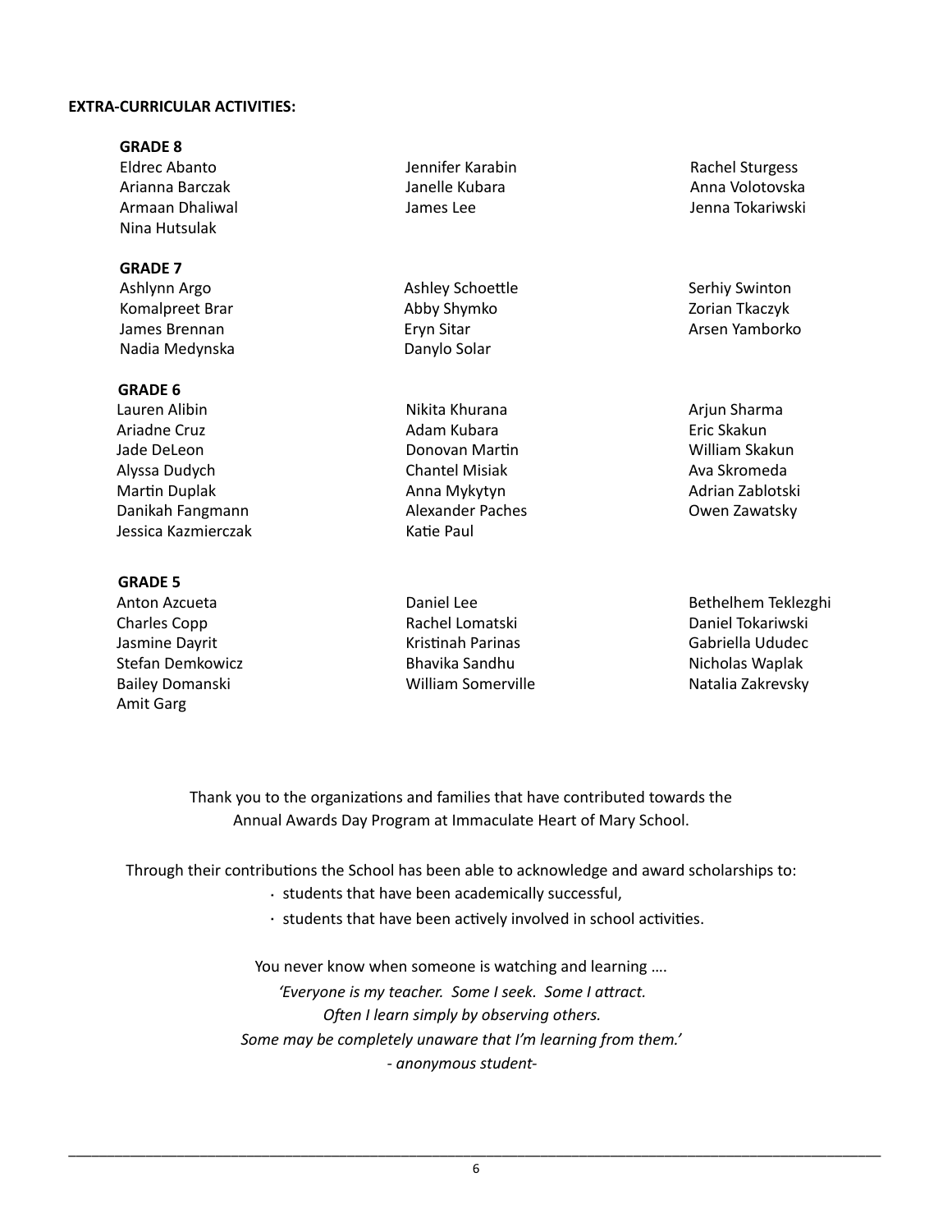**EXTRA-CURRICULAR ACTIVITIES:**

**GRADE 8**

Eldrec Abanto
Arianna Barczak
Armaan Dhaliwal
Nina Hutsulak
Jennifer Karabin
Janelle Kubara
James Lee
Rachel Sturgess
Anna Volotovska
Jenna Tokariwski

**GRADE 7**

Ashlynn Argo
Komalpreet Brar
James Brennan
Nadia Medynska
Ashley Schoettle
Abby Shymko
Eryn Sitar
Danylo Solar
Serhiy Swinton
Zorian Tkaczyk
Arsen Yamborko

**GRADE 6**

Lauren Alibin
Ariadne Cruz
Jade DeLeon
Alyssa Dudych
Martin Duplak
Danikah Fangmann
Jessica Kazmierczak
Nikita Khurana
Adam Kubara
Donovan Martin
Chantel Misiak
Anna Mykytyn
Alexander Paches
Katie Paul
Arjun Sharma
Eric Skakun
William Skakun
Ava Skromeda
Adrian Zablotski
Owen Zawatsky

**GRADE 5**

Anton Azcueta
Charles Copp
Jasmine Dayrit
Stefan Demkowicz
Bailey Domanski
Amit Garg
Daniel Lee
Rachel Lomatski
Kristinah Parinas
Bhavika Sandhu
William Somerville
Bethelhem Teklezghi
Daniel Tokariwski
Gabriella Ududec
Nicholas Waplak
Natalia Zakrevsky

Thank you to the organizations and families that have contributed towards the Annual Awards Day Program at Immaculate Heart of Mary School.

Through their contributions the School has been able to acknowledge and award scholarships to:

- students that have been academically successful,
- students that have been actively involved in school activities.

You never know when someone is watching and learning ….

*'Everyone is my teacher. Some I seek. Some I attract.*
*Often I learn simply by observing others.*
*Some may be completely unaware that I'm learning from them.'*
*- anonymous student-*